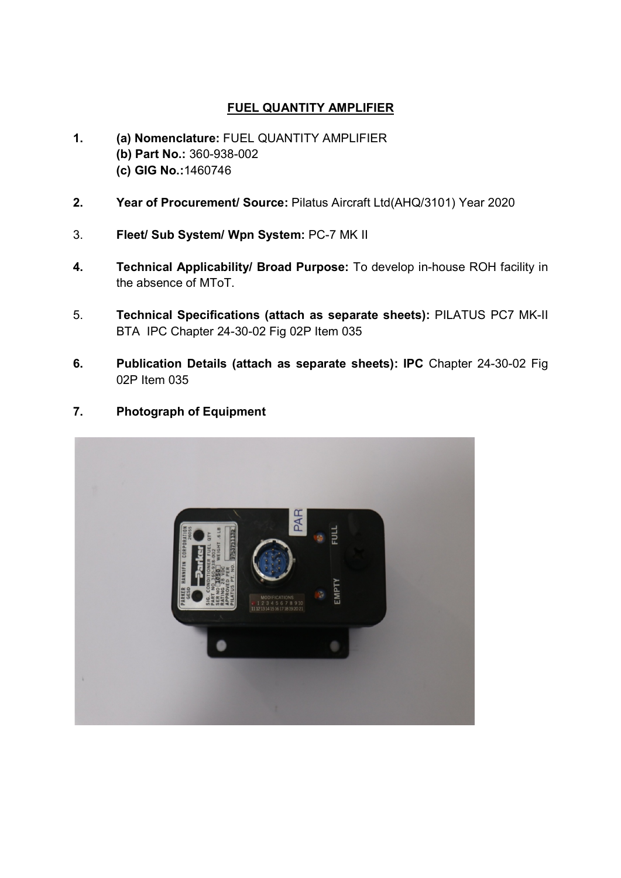# FUEL QUANTITY AMPLIFIER

1. **(a) Nomenclature:** FUEL QUANTITY AMPLIFIER
   **(b) Part No.:** 360-938-002
   **(c) GIG No.:**1460746

2. **Year of Procurement/ Source:** Pilatus Aircraft Ltd(AHQ/3101) Year 2020

3. **Fleet/ Sub System/ Wpn System:** PC-7 MK II

4. **Technical Applicability/ Broad Purpose:** To develop in-house ROH facility in the absence of MToT.

5. **Technical Specifications (attach as separate sheets):** PILATUS PC7 MK-II BTA IPC Chapter 24-30-02 Fig 02P Item 035

6. **Publication Details (attach as separate sheets): IPC** Chapter 24-30-02 Fig 02P Item 035

7. **Photograph of Equipment**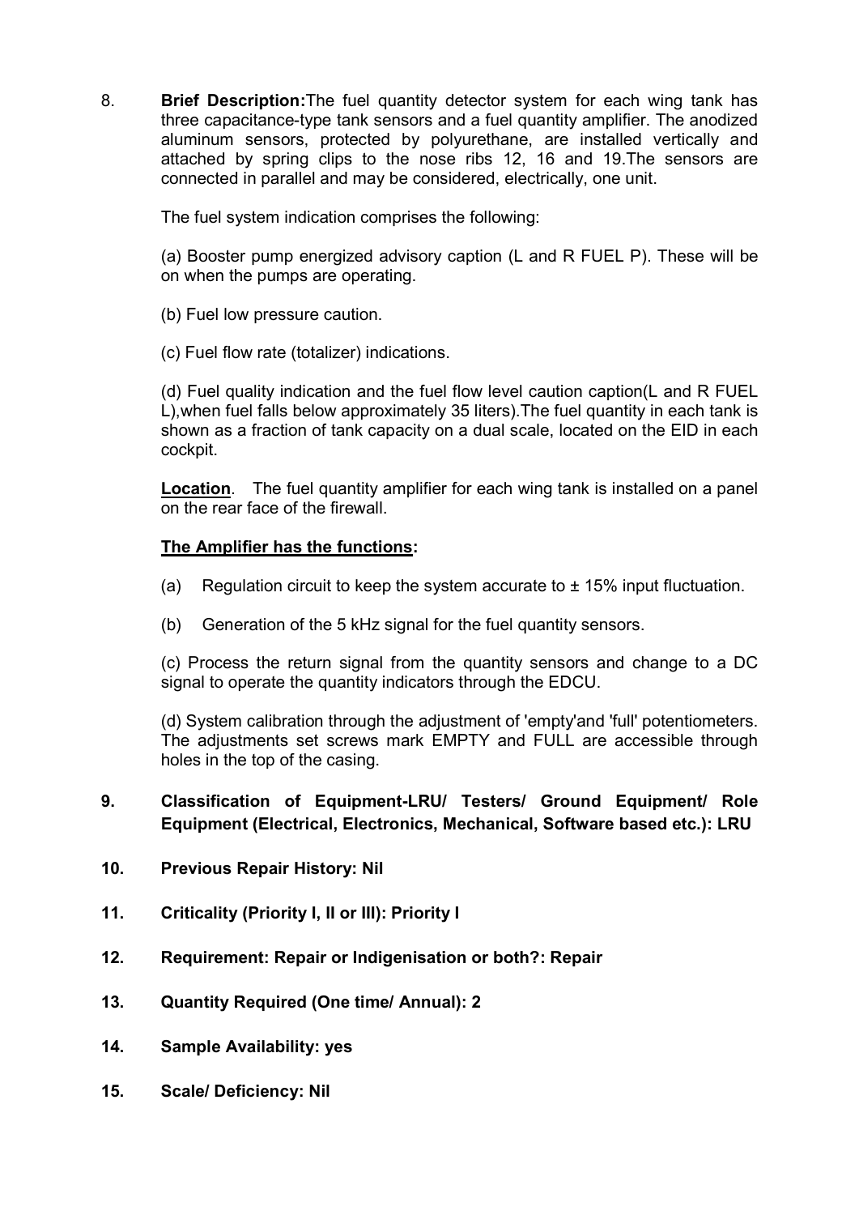8. **Brief Description:**The fuel quantity detector system for each wing tank has three capacitance-type tank sensors and a fuel quantity amplifier. The anodized aluminum sensors, protected by polyurethane, are installed vertically and attached by spring clips to the nose ribs 12, 16 and 19.The sensors are connected in parallel and may be considered, electrically, one unit.

The fuel system indication comprises the following:

(a) Booster pump energized advisory caption (L and R FUEL P). These will be on when the pumps are operating.

(b) Fuel low pressure caution.

(c) Fuel flow rate (totalizer) indications.

(d) Fuel quality indication and the fuel flow level caution caption(L and R FUEL L),when fuel falls below approximately 35 liters).The fuel quantity in each tank is shown as a fraction of tank capacity on a dual scale, located on the EID in each cockpit.

**Location**. The fuel quantity amplifier for each wing tank is installed on a panel on the rear face of the firewall.

**The Amplifier has the functions:**

(a) Regulation circuit to keep the system accurate to ± 15% input fluctuation.

(b) Generation of the 5 kHz signal for the fuel quantity sensors.

(c) Process the return signal from the quantity sensors and change to a DC signal to operate the quantity indicators through the EDCU.

(d) System calibration through the adjustment of 'empty'and 'full' potentiometers. The adjustments set screws mark EMPTY and FULL are accessible through holes in the top of the casing.

**9. Classification of Equipment-LRU/ Testers/ Ground Equipment/ Role Equipment (Electrical, Electronics, Mechanical, Software based etc.): LRU**

**10. Previous Repair History: Nil**

**11. Criticality (Priority I, II or III): Priority I**

**12. Requirement: Repair or Indigenisation or both?: Repair**

**13. Quantity Required (One time/ Annual): 2**

**14. Sample Availability: yes**

**15. Scale/ Deficiency: Nil**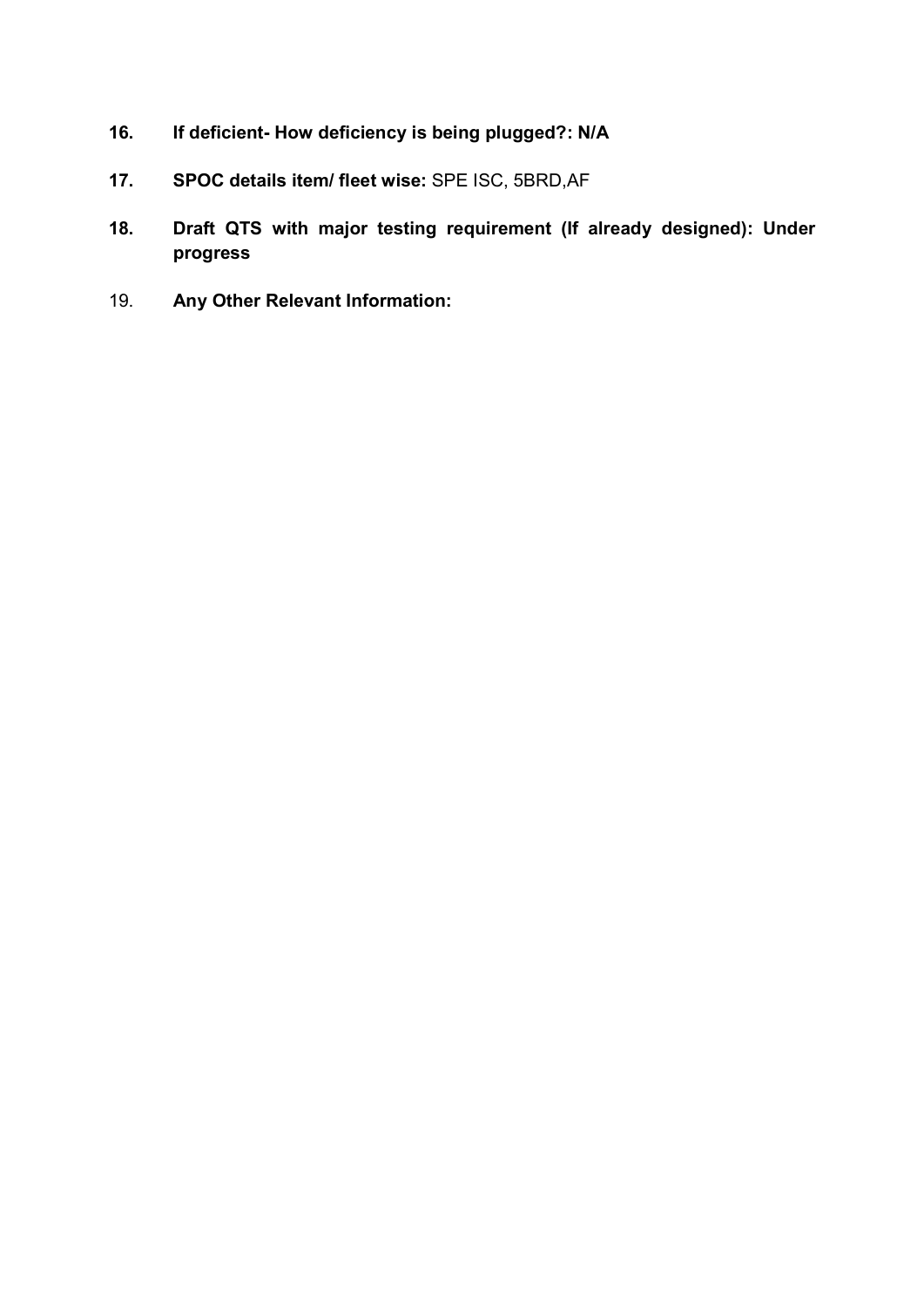16. **If deficient- How deficiency is being plugged?: N/A**

17. **SPOC details item/ fleet wise:** SPE ISC, 5BRD,AF

18. **Draft QTS with major testing requirement (If already designed): Under progress**

19. **Any Other Relevant Information:**